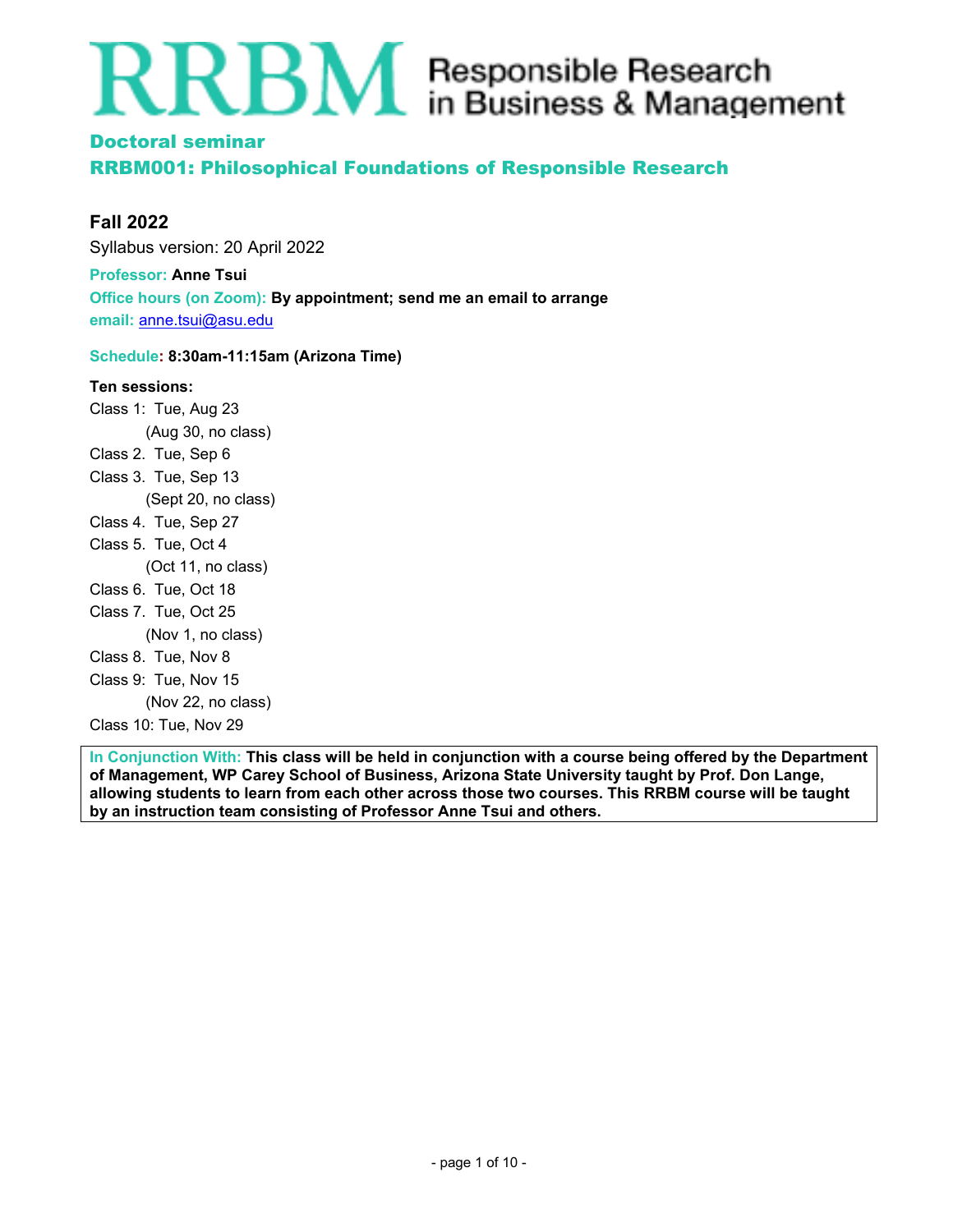# RRBM Responsible Research in Business & Management

## Doctoral seminar
## RRBM001: Philosophical Foundations of Responsible Research

### Fall 2022

Syllabus version: 20 April 2022

**Professor:** **Anne Tsui**
**Office hours (on Zoom):** **By appointment; send me an email to arrange**
**email:** anne.tsui@asu.edu

**Schedule: 8:30am-11:15am (Arizona Time)**

**Ten sessions:**

Class 1: Tue, Aug 23
(Aug 30, no class)
Class 2. Tue, Sep 6
Class 3. Tue, Sep 13
(Sept 20, no class)
Class 4. Tue, Sep 27
Class 5. Tue, Oct 4
(Oct 11, no class)
Class 6. Tue, Oct 18
Class 7. Tue, Oct 25
(Nov 1, no class)
Class 8. Tue, Nov 8
Class 9: Tue, Nov 15
(Nov 22, no class)
Class 10: Tue, Nov 29

**In Conjunction With:** **This class will be held in conjunction with a course being offered by the Department of Management, WP Carey School of Business, Arizona State University taught by Prof. Don Lange, allowing students to learn from each other across those two courses. This RRBM course will be taught by an instruction team consisting of Professor Anne Tsui and others.**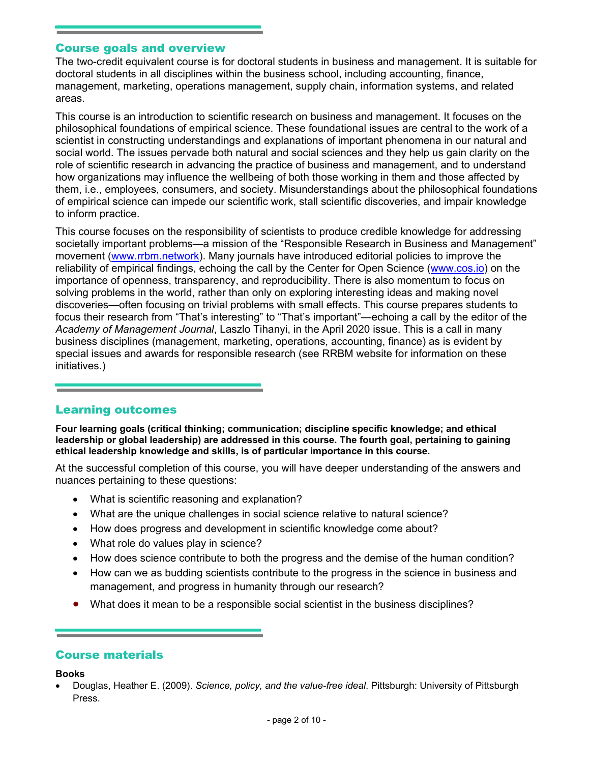## Course goals and overview

The two-credit equivalent course is for doctoral students in business and management. It is suitable for doctoral students in all disciplines within the business school, including accounting, finance, management, marketing, operations management, supply chain, information systems, and related areas.

This course is an introduction to scientific research on business and management. It focuses on the philosophical foundations of empirical science. These foundational issues are central to the work of a scientist in constructing understandings and explanations of important phenomena in our natural and social world. The issues pervade both natural and social sciences and they help us gain clarity on the role of scientific research in advancing the practice of business and management, and to understand how organizations may influence the wellbeing of both those working in them and those affected by them, i.e., employees, consumers, and society. Misunderstandings about the philosophical foundations of empirical science can impede our scientific work, stall scientific discoveries, and impair knowledge to inform practice.

This course focuses on the responsibility of scientists to produce credible knowledge for addressing societally important problems—a mission of the "Responsible Research in Business and Management" movement ([www.rrbm.network](www.rrbm.network)). Many journals have introduced editorial policies to improve the reliability of empirical findings, echoing the call by the Center for Open Science ([www.cos.io](www.cos.io)) on the importance of openness, transparency, and reproducibility. There is also momentum to focus on solving problems in the world, rather than only on exploring interesting ideas and making novel discoveries—often focusing on trivial problems with small effects. This course prepares students to focus their research from "That's interesting" to "That's important"—echoing a call by the editor of the *Academy of Management Journal*, Laszlo Tihanyi, in the April 2020 issue. This is a call in many business disciplines (management, marketing, operations, accounting, finance) as is evident by special issues and awards for responsible research (see RRBM website for information on these initiatives.)

## Learning outcomes

**Four learning goals (critical thinking; communication; discipline specific knowledge; and ethical leadership or global leadership) are addressed in this course. The fourth goal, pertaining to gaining ethical leadership knowledge and skills, is of particular importance in this course.**

At the successful completion of this course, you will have deeper understanding of the answers and nuances pertaining to these questions:

- What is scientific reasoning and explanation?
- What are the unique challenges in social science relative to natural science?
- How does progress and development in scientific knowledge come about?
- What role do values play in science?
- How does science contribute to both the progress and the demise of the human condition?
- How can we as budding scientists contribute to the progress in the science in business and management, and progress in humanity through our research?
- What does it mean to be a responsible social scientist in the business disciplines?

## Course materials

**Books**

- Douglas, Heather E. (2009). *Science, policy, and the value-free ideal*. Pittsburgh: University of Pittsburgh Press.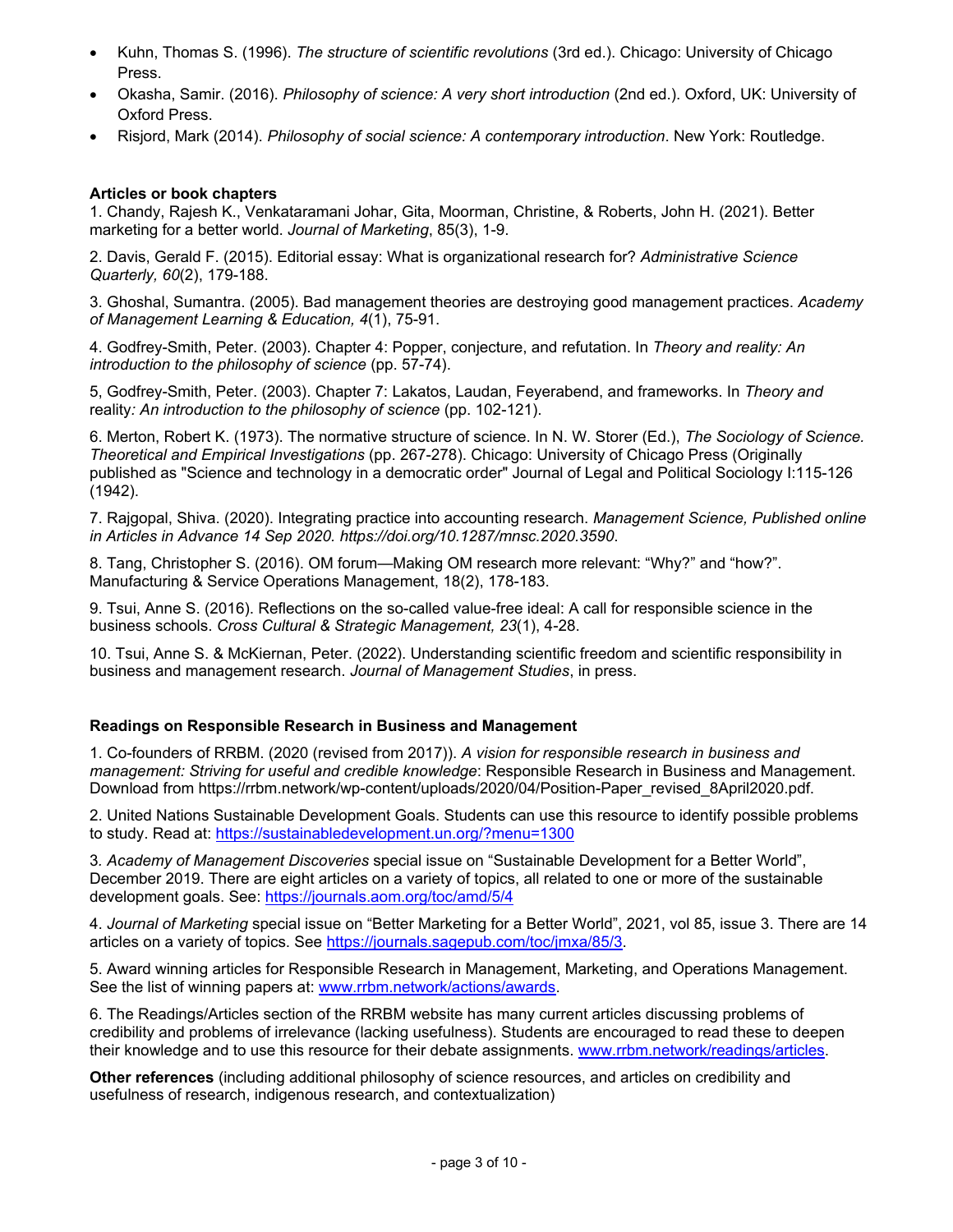- Kuhn, Thomas S. (1996). *The structure of scientific revolutions* (3rd ed.). Chicago: University of Chicago Press.
- Okasha, Samir. (2016). *Philosophy of science: A very short introduction* (2nd ed.). Oxford, UK: University of Oxford Press.
- Risjord, Mark (2014). *Philosophy of social science: A contemporary introduction*. New York: Routledge.

**Articles or book chapters**

1. Chandy, Rajesh K., Venkataramani Johar, Gita, Moorman, Christine, & Roberts, John H. (2021). Better marketing for a better world. *Journal of Marketing*, 85(3), 1-9.

2. Davis, Gerald F. (2015). Editorial essay: What is organizational research for? *Administrative Science Quarterly, 60*(2), 179-188.

3. Ghoshal, Sumantra. (2005). Bad management theories are destroying good management practices. *Academy of Management Learning & Education, 4*(1), 75-91.

4. Godfrey-Smith, Peter. (2003). Chapter 4: Popper, conjecture, and refutation. In *Theory and reality: An introduction to the philosophy of science* (pp. 57-74).

5, Godfrey-Smith, Peter. (2003). Chapter 7: Lakatos, Laudan, Feyerabend, and frameworks. In *Theory and* reality*: An introduction to the philosophy of science* (pp. 102-121).

6. Merton, Robert K. (1973). The normative structure of science. In N. W. Storer (Ed.), *The Sociology of Science. Theoretical and Empirical Investigations* (pp. 267-278). Chicago: University of Chicago Press (Originally published as "Science and technology in a democratic order" Journal of Legal and Political Sociology I:115-126 (1942).

7. Rajgopal, Shiva. (2020). Integrating practice into accounting research. *Management Science, Published online in Articles in Advance 14 Sep 2020. https://doi.org/10.1287/mnsc.2020.3590*.

8. Tang, Christopher S. (2016). OM forum—Making OM research more relevant: “Why?” and “how?”. Manufacturing & Service Operations Management, 18(2), 178-183.

9. Tsui, Anne S. (2016). Reflections on the so-called value-free ideal: A call for responsible science in the business schools. *Cross Cultural & Strategic Management, 23*(1), 4-28.

10. Tsui, Anne S. & McKiernan, Peter. (2022). Understanding scientific freedom and scientific responsibility in business and management research. *Journal of Management Studies*, in press.

**Readings on Responsible Research in Business and Management**

1. Co-founders of RRBM. (2020 (revised from 2017)). *A vision for responsible research in business and management: Striving for useful and credible knowledge*: Responsible Research in Business and Management. Download from https://rrbm.network/wp-content/uploads/2020/04/Position-Paper_revised_8April2020.pdf.

2. United Nations Sustainable Development Goals. Students can use this resource to identify possible problems to study. Read at: https://sustainabledevelopment.un.org/?menu=1300

3. *Academy of Management Discoveries* special issue on “Sustainable Development for a Better World”, December 2019. There are eight articles on a variety of topics, all related to one or more of the sustainable development goals. See: https://journals.aom.org/toc/amd/5/4

4. *Journal of Marketing* special issue on “Better Marketing for a Better World”, 2021, vol 85, issue 3. There are 14 articles on a variety of topics. See https://journals.sagepub.com/toc/jmxa/85/3.

5. Award winning articles for Responsible Research in Management, Marketing, and Operations Management. See the list of winning papers at: www.rrbm.network/actions/awards.

6. The Readings/Articles section of the RRBM website has many current articles discussing problems of credibility and problems of irrelevance (lacking usefulness). Students are encouraged to read these to deepen their knowledge and to use this resource for their debate assignments. www.rrbm.network/readings/articles.

**Other references** (including additional philosophy of science resources, and articles on credibility and usefulness of research, indigenous research, and contextualization)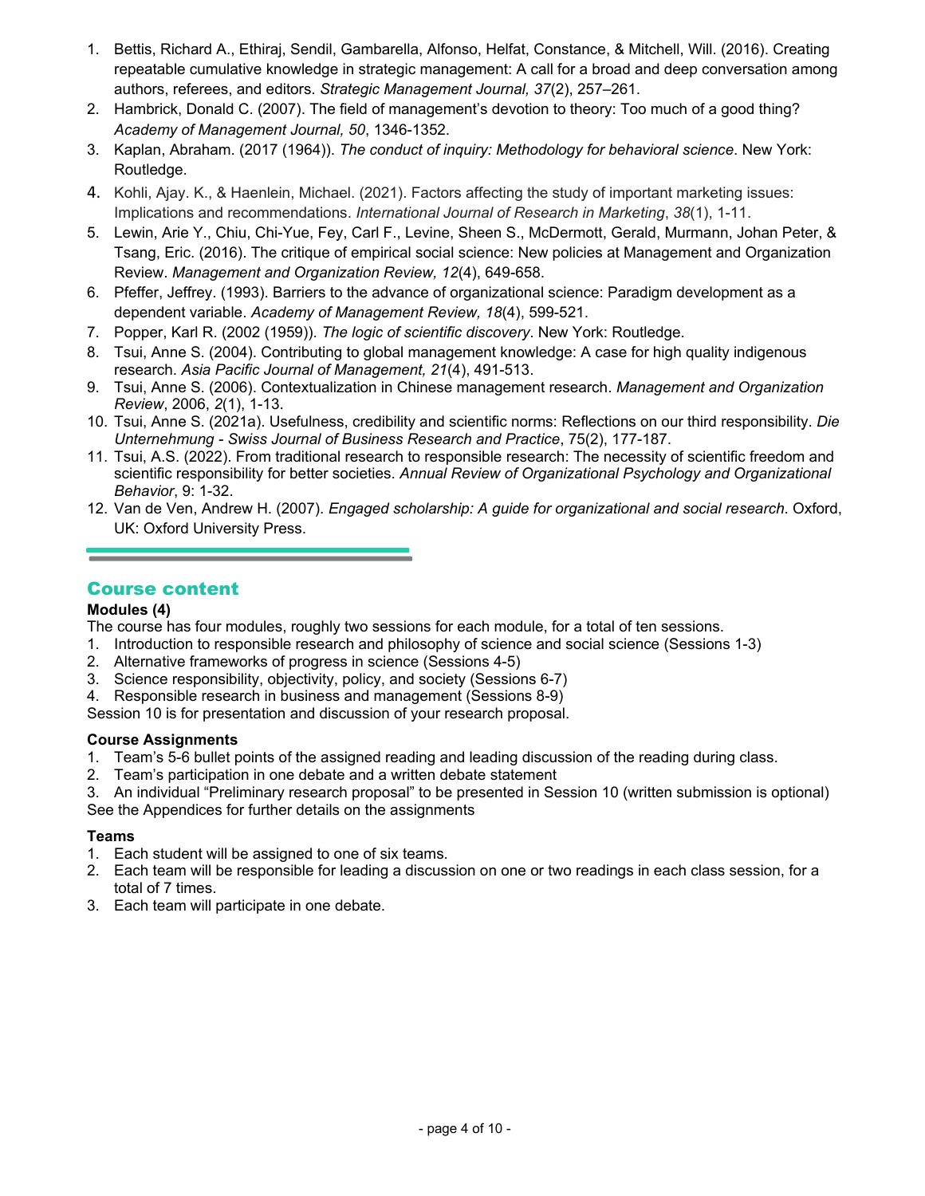1. Bettis, Richard A., Ethiraj, Sendil, Gambarella, Alfonso, Helfat, Constance, & Mitchell, Will. (2016). Creating repeatable cumulative knowledge in strategic management: A call for a broad and deep conversation among authors, referees, and editors. *Strategic Management Journal, 37*(2), 257–261.
2. Hambrick, Donald C. (2007). The field of management's devotion to theory: Too much of a good thing? *Academy of Management Journal, 50*, 1346-1352.
3. Kaplan, Abraham. (2017 (1964)). *The conduct of inquiry: Methodology for behavioral science*. New York: Routledge.
4. Kohli, Ajay. K., & Haenlein, Michael. (2021). Factors affecting the study of important marketing issues: Implications and recommendations. *International Journal of Research in Marketing*, *38*(1), 1-11.
5. Lewin, Arie Y., Chiu, Chi-Yue, Fey, Carl F., Levine, Sheen S., McDermott, Gerald, Murmann, Johan Peter, & Tsang, Eric. (2016). The critique of empirical social science: New policies at Management and Organization Review. *Management and Organization Review, 12*(4), 649-658.
6. Pfeffer, Jeffrey. (1993). Barriers to the advance of organizational science: Paradigm development as a dependent variable. *Academy of Management Review, 18*(4), 599-521.
7. Popper, Karl R. (2002 (1959)). *The logic of scientific discovery*. New York: Routledge.
8. Tsui, Anne S. (2004). Contributing to global management knowledge: A case for high quality indigenous research. *Asia Pacific Journal of Management, 21*(4), 491-513.
9. Tsui, Anne S. (2006). Contextualization in Chinese management research. *Management and Organization Review*, 2006, *2*(1), 1-13.
10. Tsui, Anne S. (2021a). Usefulness, credibility and scientific norms: Reflections on our third responsibility. *Die Unternehmung - Swiss Journal of Business Research and Practice*, 75(2), 177-187.
11. Tsui, A.S. (2022). From traditional research to responsible research: The necessity of scientific freedom and scientific responsibility for better societies. *Annual Review of Organizational Psychology and Organizational Behavior*, 9: 1-32.
12. Van de Ven, Andrew H. (2007). *Engaged scholarship: A guide for organizational and social research*. Oxford, UK: Oxford University Press.

## Course content

**Modules (4)**

The course has four modules, roughly two sessions for each module, for a total of ten sessions.

1. Introduction to responsible research and philosophy of science and social science (Sessions 1-3)
2. Alternative frameworks of progress in science (Sessions 4-5)
3. Science responsibility, objectivity, policy, and society (Sessions 6-7)
4. Responsible research in business and management (Sessions 8-9)

Session 10 is for presentation and discussion of your research proposal.

**Course Assignments**

1. Team's 5-6 bullet points of the assigned reading and leading discussion of the reading during class.
2. Team's participation in one debate and a written debate statement
3. An individual "Preliminary research proposal" to be presented in Session 10 (written submission is optional)

See the Appendices for further details on the assignments

**Teams**

1. Each student will be assigned to one of six teams.
2. Each team will be responsible for leading a discussion on one or two readings in each class session, for a total of 7 times.
3. Each team will participate in one debate.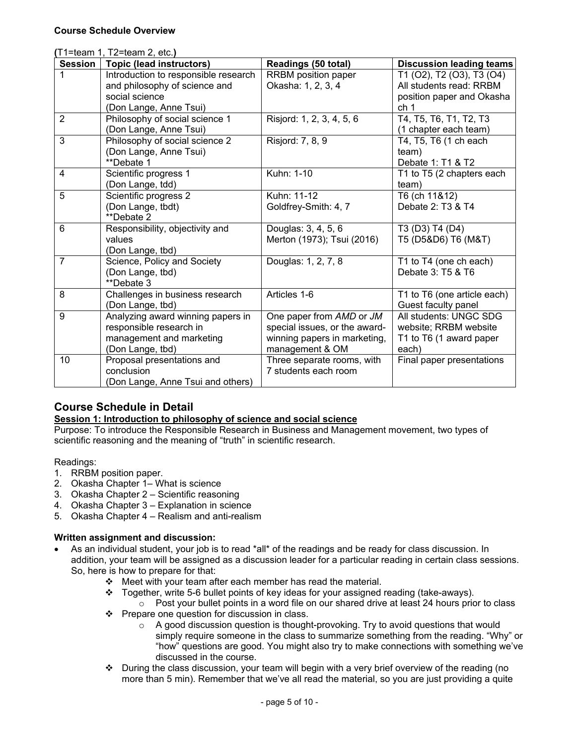**Course Schedule Overview**

**(**T1=team 1, T2=team 2, etc.**)**

| Session | Topic (lead instructors) | Readings (50 total) | Discussion leading teams |
|---|---|---|---|
| 1 | Introduction to responsible research and philosophy of science and social science (Don Lange, Anne Tsui) | RRBM position paper Okasha: 1, 2, 3, 4 | T1 (O2), T2 (O3), T3 (O4) All students read: RRBM position paper and Okasha ch 1 |
| 2 | Philosophy of social science 1 (Don Lange, Anne Tsui) | Risjord: 1, 2, 3, 4, 5, 6 | T4, T5, T6, T1, T2, T3 (1 chapter each team) |
| 3 | Philosophy of social science 2 (Don Lange, Anne Tsui) **Debate 1 | Risjord: 7, 8, 9 | T4, T5, T6 (1 ch each team) Debate 1: T1 & T2 |
| 4 | Scientific progress 1 (Don Lange, tdd) | Kuhn: 1-10 | T1 to T5 (2 chapters each team) |
| 5 | Scientific progress 2 (Don Lange, tbdt) **Debate 2 | Kuhn: 11-12 Goldfrey-Smith: 4, 7 | T6 (ch 11&12) Debate 2: T3 & T4 |
| 6 | Responsibility, objectivity and values (Don Lange, tbd) | Douglas: 3, 4, 5, 6 Merton (1973); Tsui (2016) | T3 (D3) T4 (D4) T5 (D5&D6) T6 (M&T) |
| 7 | Science, Policy and Society (Don Lange, tbd) **Debate 3 | Douglas: 1, 2, 7, 8 | T1 to T4 (one ch each) Debate 3: T5 & T6 |
| 8 | Challenges in business research (Don Lange, tbd) | Articles 1-6 | T1 to T6 (one article each) Guest faculty panel |
| 9 | Analyzing award winning papers in responsible research in management and marketing (Don Lange, tbd) | One paper from *AMD* or *JM* special issues, or the award-winning papers in marketing, management & OM | All students: UNGC SDG website; RRBM website T1 to T6 (1 award paper each) |
| 10 | Proposal presentations and conclusion (Don Lange, Anne Tsui and others) | Three separate rooms, with 7 students each room | Final paper presentations |

## Course Schedule in Detail

**Session 1: Introduction to philosophy of science and social science**

Purpose: To introduce the Responsible Research in Business and Management movement, two types of scientific reasoning and the meaning of "truth" in scientific research.

Readings:

1. RRBM position paper.
2. Okasha Chapter 1– What is science
3. Okasha Chapter 2 – Scientific reasoning
4. Okasha Chapter 3 – Explanation in science
5. Okasha Chapter 4 – Realism and anti-realism

**Written assignment and discussion:**

- As an individual student, your job is to read *all* of the readings and be ready for class discussion. In addition, your team will be assigned as a discussion leader for a particular reading in certain class sessions. So, here is how to prepare for that:
  - Meet with your team after each member has read the material.
  - Together, write 5-6 bullet points of key ideas for your assigned reading (take-aways).
    - Post your bullet points in a word file on our shared drive at least 24 hours prior to class
  - Prepare one question for discussion in class.
    - A good discussion question is thought-provoking. Try to avoid questions that would simply require someone in the class to summarize something from the reading. "Why" or "how" questions are good. You might also try to make connections with something we've discussed in the course.
  - During the class discussion, your team will begin with a very brief overview of the reading (no more than 5 min). Remember that we've all read the material, so you are just providing a quite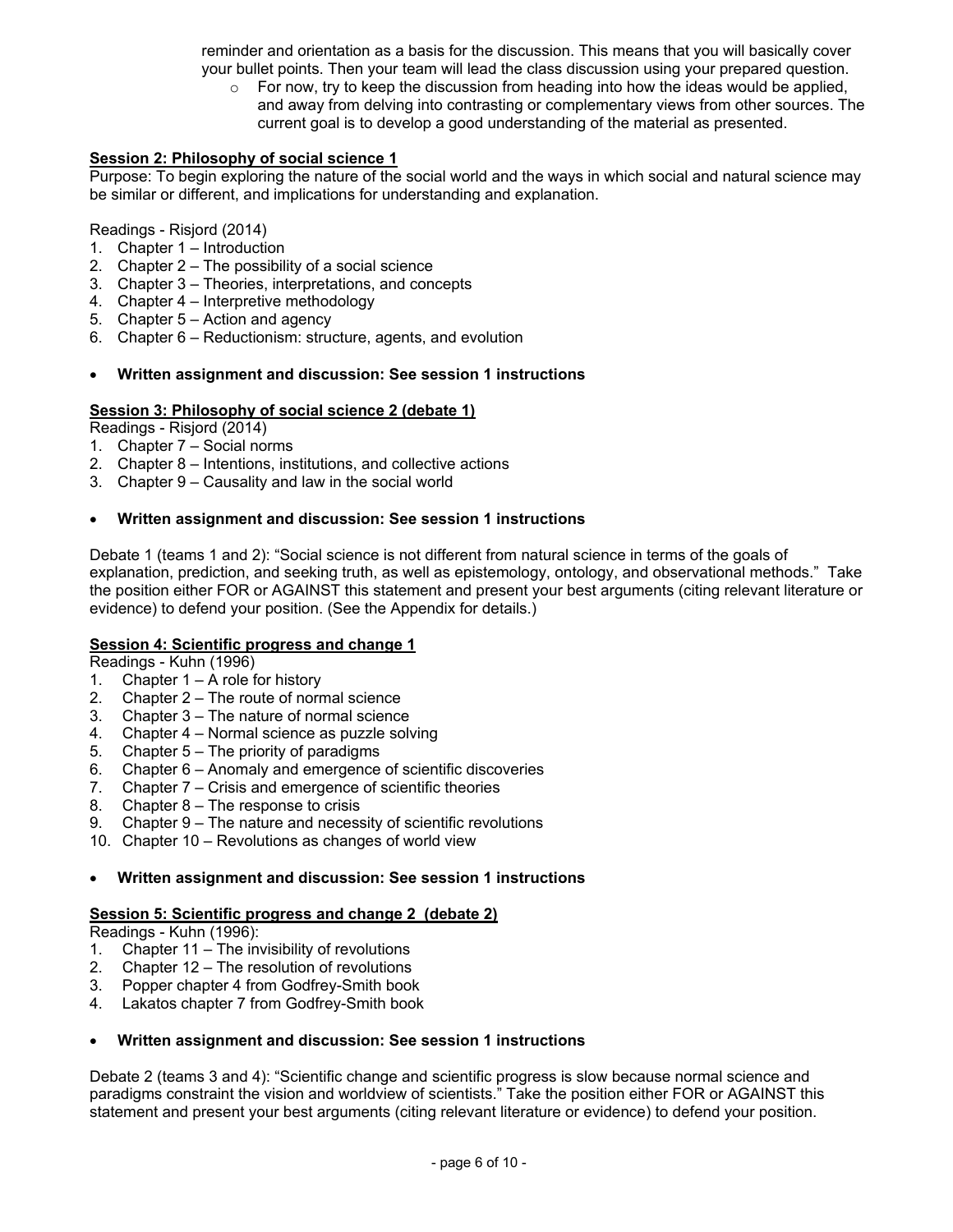reminder and orientation as a basis for the discussion. This means that you will basically cover your bullet points. Then your team will lead the class discussion using your prepared question.

- For now, try to keep the discussion from heading into how the ideas would be applied, and away from delving into contrasting or complementary views from other sources. The current goal is to develop a good understanding of the material as presented.

**Session 2: Philosophy of social science 1**

Purpose: To begin exploring the nature of the social world and the ways in which social and natural science may be similar or different, and implications for understanding and explanation.

Readings - Risjord (2014)

1. Chapter 1 – Introduction
2. Chapter 2 – The possibility of a social science
3. Chapter 3 – Theories, interpretations, and concepts
4. Chapter 4 – Interpretive methodology
5. Chapter 5 – Action and agency
6. Chapter 6 – Reductionism: structure, agents, and evolution

- **Written assignment and discussion: See session 1 instructions**

**Session 3: Philosophy of social science 2 (debate 1)**

Readings - Risjord (2014)

1. Chapter 7 – Social norms
2. Chapter 8 – Intentions, institutions, and collective actions
3. Chapter 9 – Causality and law in the social world

- **Written assignment and discussion: See session 1 instructions**

Debate 1 (teams 1 and 2): "Social science is not different from natural science in terms of the goals of explanation, prediction, and seeking truth, as well as epistemology, ontology, and observational methods." Take the position either FOR or AGAINST this statement and present your best arguments (citing relevant literature or evidence) to defend your position. (See the Appendix for details.)

**Session 4: Scientific progress and change 1**

Readings - Kuhn (1996)

1. Chapter 1 – A role for history
2. Chapter 2 – The route of normal science
3. Chapter 3 – The nature of normal science
4. Chapter 4 – Normal science as puzzle solving
5. Chapter 5 – The priority of paradigms
6. Chapter 6 – Anomaly and emergence of scientific discoveries
7. Chapter 7 – Crisis and emergence of scientific theories
8. Chapter 8 – The response to crisis
9. Chapter 9 – The nature and necessity of scientific revolutions
10. Chapter 10 – Revolutions as changes of world view

- **Written assignment and discussion: See session 1 instructions**

**Session 5: Scientific progress and change 2 (debate 2)**

Readings - Kuhn (1996):

1. Chapter 11 – The invisibility of revolutions
2. Chapter 12 – The resolution of revolutions
3. Popper chapter 4 from Godfrey-Smith book
4. Lakatos chapter 7 from Godfrey-Smith book

- **Written assignment and discussion: See session 1 instructions**

Debate 2 (teams 3 and 4): "Scientific change and scientific progress is slow because normal science and paradigms constraint the vision and worldview of scientists." Take the position either FOR or AGAINST this statement and present your best arguments (citing relevant literature or evidence) to defend your position.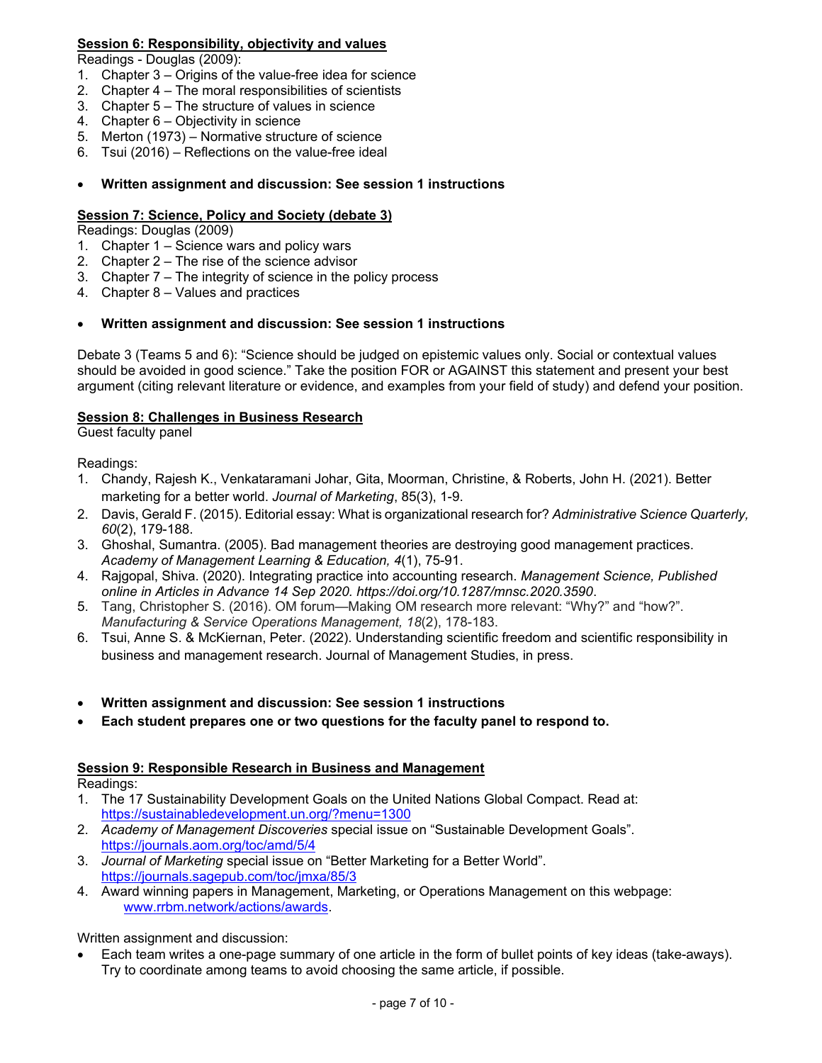**Session 6: Responsibility, objectivity and values**

Readings - Douglas (2009):

1. Chapter 3 – Origins of the value-free idea for science
2. Chapter 4 – The moral responsibilities of scientists
3. Chapter 5 – The structure of values in science
4. Chapter 6 – Objectivity in science
5. Merton (1973) – Normative structure of science
6. Tsui (2016) – Reflections on the value-free ideal

- **Written assignment and discussion: See session 1 instructions**

**Session 7: Science, Policy and Society (debate 3)**

Readings: Douglas (2009)

1. Chapter 1 – Science wars and policy wars
2. Chapter 2 – The rise of the science advisor
3. Chapter 7 – The integrity of science in the policy process
4. Chapter 8 – Values and practices

- **Written assignment and discussion: See session 1 instructions**

Debate 3 (Teams 5 and 6): "Science should be judged on epistemic values only. Social or contextual values should be avoided in good science." Take the position FOR or AGAINST this statement and present your best argument (citing relevant literature or evidence, and examples from your field of study) and defend your position.

**Session 8: Challenges in Business Research**

Guest faculty panel

Readings:

1. Chandy, Rajesh K., Venkataramani Johar, Gita, Moorman, Christine, & Roberts, John H. (2021). Better marketing for a better world. *Journal of Marketing*, 85(3), 1-9.
2. Davis, Gerald F. (2015). Editorial essay: What is organizational research for? *Administrative Science Quarterly, 60*(2), 179-188.
3. Ghoshal, Sumantra. (2005). Bad management theories are destroying good management practices. *Academy of Management Learning & Education, 4*(1), 75-91.
4. Rajgopal, Shiva. (2020). Integrating practice into accounting research. *Management Science, Published online in Articles in Advance 14 Sep 2020. https://doi.org/10.1287/mnsc.2020.3590*.
5. Tang, Christopher S. (2016). OM forum—Making OM research more relevant: "Why?" and "how?". *Manufacturing & Service Operations Management, 18*(2), 178-183.
6. Tsui, Anne S. & McKiernan, Peter. (2022). Understanding scientific freedom and scientific responsibility in business and management research. Journal of Management Studies, in press.

- **Written assignment and discussion: See session 1 instructions**
- **Each student prepares one or two questions for the faculty panel to respond to.**

**Session 9: Responsible Research in Business and Management**

Readings:

1. The 17 Sustainability Development Goals on the United Nations Global Compact. Read at: https://sustainabledevelopment.un.org/?menu=1300
2. *Academy of Management Discoveries* special issue on "Sustainable Development Goals". https://journals.aom.org/toc/amd/5/4
3. *Journal of Marketing* special issue on "Better Marketing for a Better World". https://journals.sagepub.com/toc/jmxa/85/3
4. Award winning papers in Management, Marketing, or Operations Management on this webpage: www.rrbm.network/actions/awards.

Written assignment and discussion:

- Each team writes a one-page summary of one article in the form of bullet points of key ideas (take-aways). Try to coordinate among teams to avoid choosing the same article, if possible.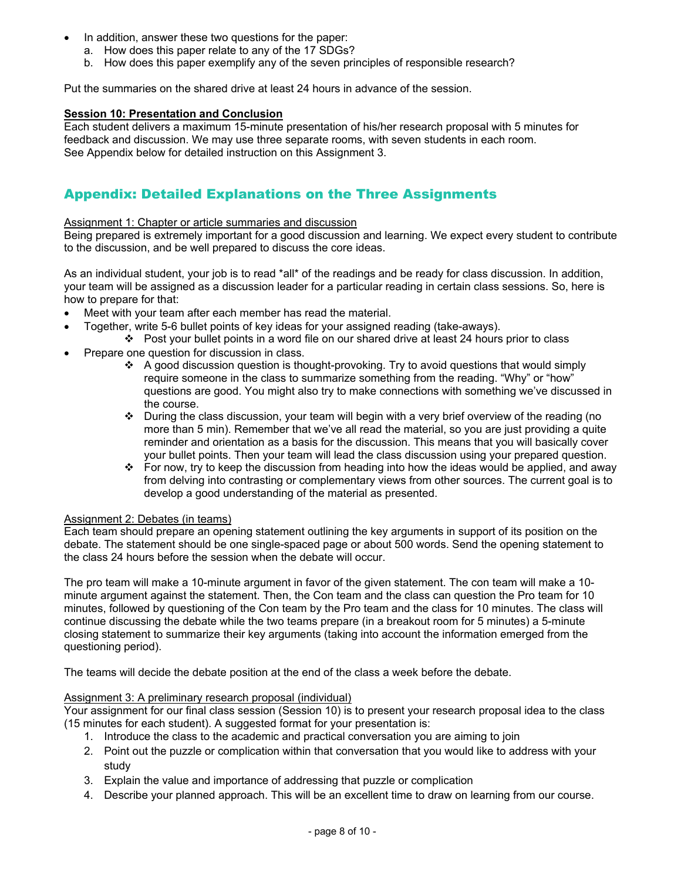- In addition, answer these two questions for the paper:
  a. How does this paper relate to any of the 17 SDGs?
  b. How does this paper exemplify any of the seven principles of responsible research?

Put the summaries on the shared drive at least 24 hours in advance of the session.

**Session 10: Presentation and Conclusion**

Each student delivers a maximum 15-minute presentation of his/her research proposal with 5 minutes for feedback and discussion. We may use three separate rooms, with seven students in each room.
See Appendix below for detailed instruction on this Assignment 3.

## Appendix: Detailed Explanations on the Three Assignments

Assignment 1: Chapter or article summaries and discussion

Being prepared is extremely important for a good discussion and learning. We expect every student to contribute to the discussion, and be well prepared to discuss the core ideas.

As an individual student, your job is to read *all* of the readings and be ready for class discussion. In addition, your team will be assigned as a discussion leader for a particular reading in certain class sessions. So, here is how to prepare for that:

- Meet with your team after each member has read the material.
- Together, write 5-6 bullet points of key ideas for your assigned reading (take-aways).
  - Post your bullet points in a word file on our shared drive at least 24 hours prior to class
- Prepare one question for discussion in class.
  - A good discussion question is thought-provoking. Try to avoid questions that would simply require someone in the class to summarize something from the reading. "Why" or "how" questions are good. You might also try to make connections with something we've discussed in the course.
  - During the class discussion, your team will begin with a very brief overview of the reading (no more than 5 min). Remember that we've all read the material, so you are just providing a quite reminder and orientation as a basis for the discussion. This means that you will basically cover your bullet points. Then your team will lead the class discussion using your prepared question.
  - For now, try to keep the discussion from heading into how the ideas would be applied, and away from delving into contrasting or complementary views from other sources. The current goal is to develop a good understanding of the material as presented.

Assignment 2: Debates (in teams)

Each team should prepare an opening statement outlining the key arguments in support of its position on the debate. The statement should be one single-spaced page or about 500 words. Send the opening statement to the class 24 hours before the session when the debate will occur.

The pro team will make a 10-minute argument in favor of the given statement. The con team will make a 10-minute argument against the statement. Then, the Con team and the class can question the Pro team for 10 minutes, followed by questioning of the Con team by the Pro team and the class for 10 minutes. The class will continue discussing the debate while the two teams prepare (in a breakout room for 5 minutes) a 5-minute closing statement to summarize their key arguments (taking into account the information emerged from the questioning period).

The teams will decide the debate position at the end of the class a week before the debate.

Assignment 3: A preliminary research proposal (individual)

Your assignment for our final class session (Session 10) is to present your research proposal idea to the class (15 minutes for each student). A suggested format for your presentation is:

1. Introduce the class to the academic and practical conversation you are aiming to join
2. Point out the puzzle or complication within that conversation that you would like to address with your study
3. Explain the value and importance of addressing that puzzle or complication
4. Describe your planned approach. This will be an excellent time to draw on learning from our course.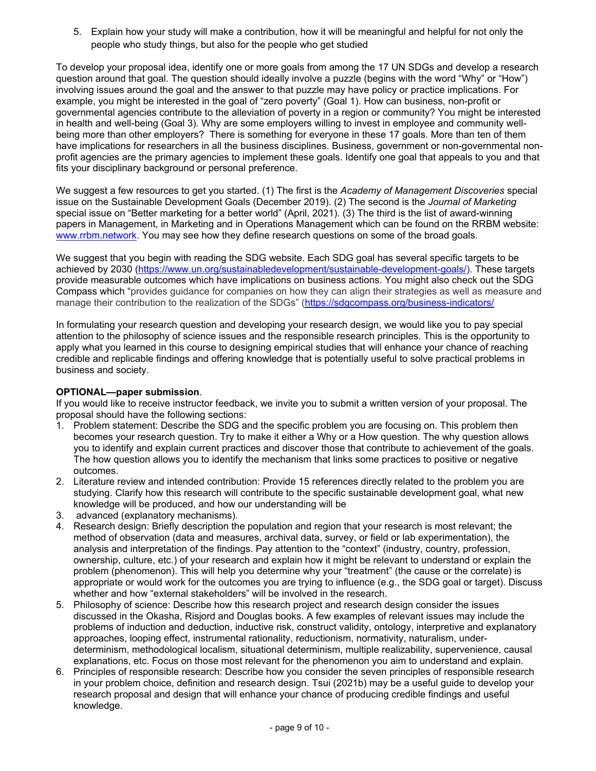5. Explain how your study will make a contribution, how it will be meaningful and helpful for not only the people who study things, but also for the people who get studied

To develop your proposal idea, identify one or more goals from among the 17 UN SDGs and develop a research question around that goal. The question should ideally involve a puzzle (begins with the word "Why" or "How") involving issues around the goal and the answer to that puzzle may have policy or practice implications. For example, you might be interested in the goal of "zero poverty" (Goal 1). How can business, non-profit or governmental agencies contribute to the alleviation of poverty in a region or community? You might be interested in health and well-being (Goal 3). Why are some employers willing to invest in employee and community well-being more than other employers? There is something for everyone in these 17 goals. More than ten of them have implications for researchers in all the business disciplines. Business, government or non-governmental non-profit agencies are the primary agencies to implement these goals. Identify one goal that appeals to you and that fits your disciplinary background or personal preference.

We suggest a few resources to get you started. (1) The first is the *Academy of Management Discoveries* special issue on the Sustainable Development Goals (December 2019). (2) The second is the *Journal of Marketing* special issue on "Better marketing for a better world" (April, 2021). (3) The third is the list of award-winning papers in Management, in Marketing and in Operations Management which can be found on the RRBM website: [www.rrbm.network](www.rrbm.network). You may see how they define research questions on some of the broad goals.

We suggest that you begin with reading the SDG website. Each SDG goal has several specific targets to be achieved by 2030 ([https://www.un.org/sustainabledevelopment/sustainable-development-goals/](https://www.un.org/sustainabledevelopment/sustainable-development-goals/)). These targets provide measurable outcomes which have implications on business actions. You might also check out the SDG Compass which "provides guidance for companies on how they can align their strategies as well as measure and manage their contribution to the realization of the SDGs" ([https://sdgcompass.org/business-indicators/](https://sdgcompass.org/business-indicators/)

In formulating your research question and developing your research design, we would like you to pay special attention to the philosophy of science issues and the responsible research principles. This is the opportunity to apply what you learned in this course to designing empirical studies that will enhance your chance of reaching credible and replicable findings and offering knowledge that is potentially useful to solve practical problems in business and society.

**OPTIONAL—paper submission**.

If you would like to receive instructor feedback, we invite you to submit a written version of your proposal. The proposal should have the following sections:

1. Problem statement: Describe the SDG and the specific problem you are focusing on. This problem then becomes your research question. Try to make it either a Why or a How question. The why question allows you to identify and explain current practices and discover those that contribute to achievement of the goals. The how question allows you to identify the mechanism that links some practices to positive or negative outcomes.
2. Literature review and intended contribution: Provide 15 references directly related to the problem you are studying. Clarify how this research will contribute to the specific sustainable development goal, what new knowledge will be produced, and how our understanding will be
3. advanced (explanatory mechanisms).
4. Research design: Briefly description the population and region that your research is most relevant; the method of observation (data and measures, archival data, survey, or field or lab experimentation), the analysis and interpretation of the findings. Pay attention to the "context" (industry, country, profession, ownership, culture, etc.) of your research and explain how it might be relevant to understand or explain the problem (phenomenon). This will help you determine why your "treatment" (the cause or the correlate) is appropriate or would work for the outcomes you are trying to influence (e.g., the SDG goal or target). Discuss whether and how "external stakeholders" will be involved in the research.
5. Philosophy of science: Describe how this research project and research design consider the issues discussed in the Okasha, Risjord and Douglas books. A few examples of relevant issues may include the problems of induction and deduction, inductive risk, construct validity, ontology, interpretive and explanatory approaches, looping effect, instrumental rationality, reductionism, normativity, naturalism, under-determinism, methodological localism, situational determinism, multiple realizability, supervenience, causal explanations, etc. Focus on those most relevant for the phenomenon you aim to understand and explain.
6. Principles of responsible research: Describe how you consider the seven principles of responsible research in your problem choice, definition and research design. Tsui (2021b) may be a useful guide to develop your research proposal and design that will enhance your chance of producing credible findings and useful knowledge.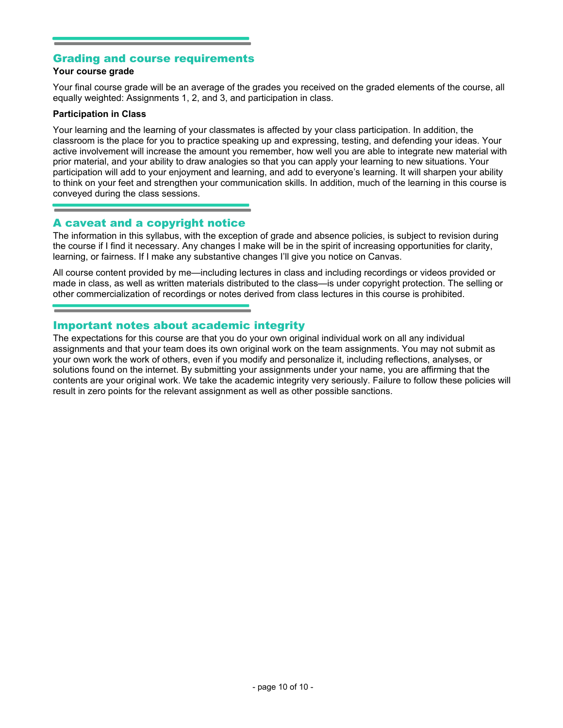## Grading and course requirements

### Your course grade

Your final course grade will be an average of the grades you received on the graded elements of the course, all equally weighted: Assignments 1, 2, and 3, and participation in class.

### Participation in Class

Your learning and the learning of your classmates is affected by your class participation. In addition, the classroom is the place for you to practice speaking up and expressing, testing, and defending your ideas. Your active involvement will increase the amount you remember, how well you are able to integrate new material with prior material, and your ability to draw analogies so that you can apply your learning to new situations. Your participation will add to your enjoyment and learning, and add to everyone's learning. It will sharpen your ability to think on your feet and strengthen your communication skills. In addition, much of the learning in this course is conveyed during the class sessions.

## A caveat and a copyright notice

The information in this syllabus, with the exception of grade and absence policies, is subject to revision during the course if I find it necessary. Any changes I make will be in the spirit of increasing opportunities for clarity, learning, or fairness. If I make any substantive changes I'll give you notice on Canvas.

All course content provided by me—including lectures in class and including recordings or videos provided or made in class, as well as written materials distributed to the class—is under copyright protection. The selling or other commercialization of recordings or notes derived from class lectures in this course is prohibited.

## Important notes about academic integrity

The expectations for this course are that you do your own original individual work on all any individual assignments and that your team does its own original work on the team assignments. You may not submit as your own work the work of others, even if you modify and personalize it, including reflections, analyses, or solutions found on the internet. By submitting your assignments under your name, you are affirming that the contents are your original work. We take the academic integrity very seriously. Failure to follow these policies will result in zero points for the relevant assignment as well as other possible sanctions.